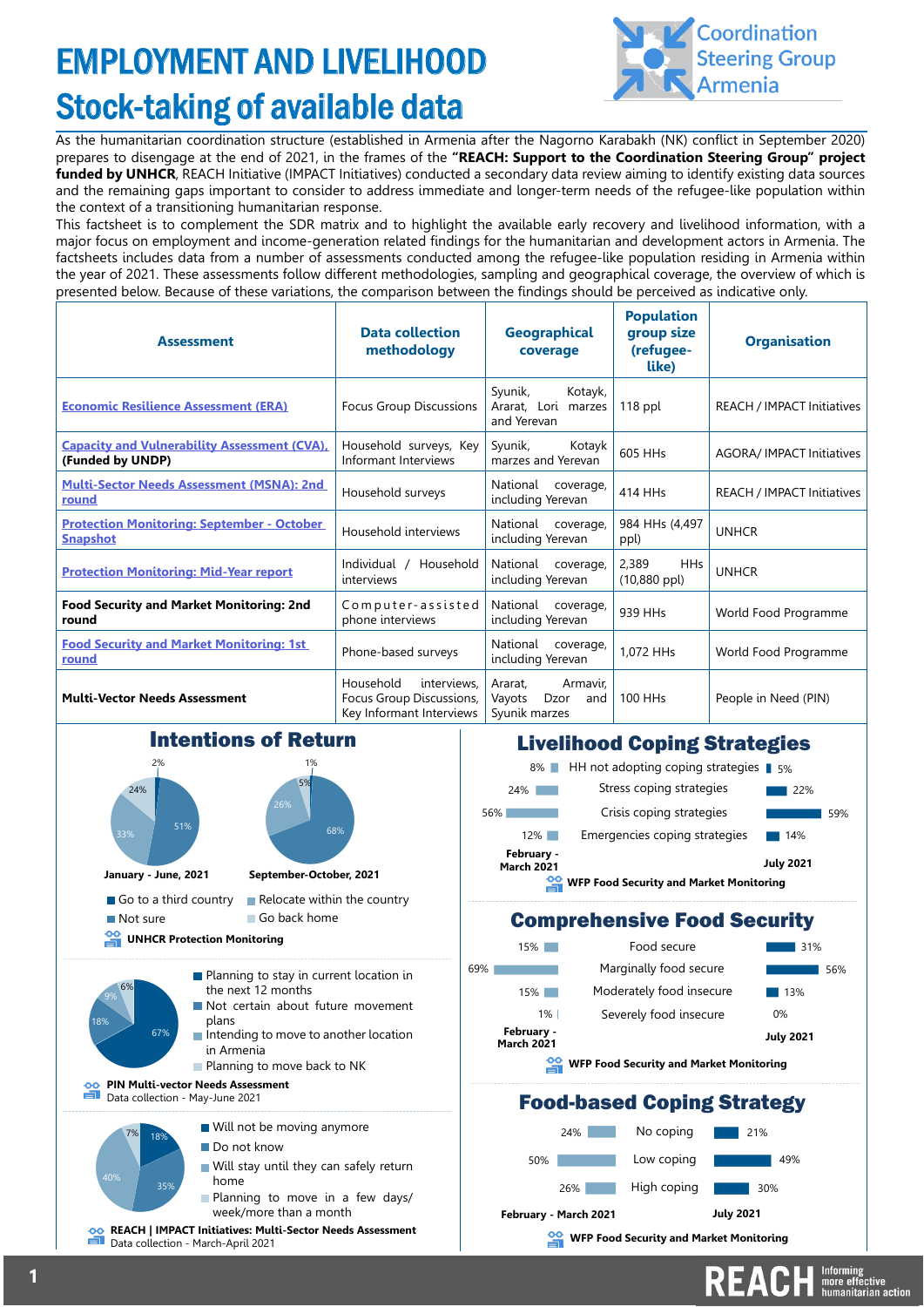# EMPLOYMENT AND LIVELIHOOD
## Stock-taking of available data

Coordination Steering Group Armenia

As the humanitarian coordination structure (established in Armenia after the Nagorno Karabakh (NK) conflict in September 2020) prepares to disengage at the end of 2021, in the frames of the **"REACH: Support to the Coordination Steering Group" project funded by UNHCR**, REACH Initiative (IMPACT Initiatives) conducted a secondary data review aiming to identify existing data sources and the remaining gaps important to consider to address immediate and longer-term needs of the refugee-like population within the context of a transitioning humanitarian response.

This factsheet is to complement the SDR matrix and to highlight the available early recovery and livelihood information, with a major focus on employment and income-generation related findings for the humanitarian and development actors in Armenia. The factsheets includes data from a number of assessments conducted among the refugee-like population residing in Armenia within the year of 2021. These assessments follow different methodologies, sampling and geographical coverage, the overview of which is presented below. Because of these variations, the comparison between the findings should be perceived as indicative only.

| Assessment | Data collection methodology | Geographical coverage | Population group size (refugee-like) | Organisation |
|---|---|---|---|---|
| Economic Resilience Assessment (ERA) | Focus Group Discussions | Syunik, Kotayk, Ararat, Lori marzes and Yerevan | 118 ppl | REACH / IMPACT Initiatives |
| Capacity and Vulnerability Assessment (CVA), (Funded by UNDP) | Household surveys, Key Informant Interviews | Syunik, Kotayk marzes and Yerevan | 605 HHs | AGORA/ IMPACT Initiatives |
| Multi-Sector Needs Assessment (MSNA): 2nd round | Household surveys | National coverage, including Yerevan | 414 HHs | REACH / IMPACT Initiatives |
| Protection Monitoring: September - October Snapshot | Household interviews | National coverage, including Yerevan | 984 HHs (4,497 ppl) | UNHCR |
| Protection Monitoring: Mid-Year report | Individual / Household interviews | National coverage, including Yerevan | 2,389 HHs (10,880 ppl) | UNHCR |
| **Food Security and Market Monitoring: 2nd round** | Computer-assisted phone interviews | National coverage, including Yerevan | 939 HHs | World Food Programme |
| Food Security and Market Monitoring: 1st round | Phone-based surveys | National coverage, including Yerevan | 1,072 HHs | World Food Programme |
| **Multi-Vector Needs Assessment** | Household interviews, Focus Group Discussions, Key Informant Interviews | Ararat, Armavir, Vayots Dzor and Syunik marzes | 100 HHs | People in Need (PIN) |

### Intentions of Return

| | January - June, 2021 | September-October, 2021 |
|---|---|---|
| Go to a third country | 2% | 1% |
| Relocate within the country | 33% | 26% |
| Not sure | 51% | 68% |
| Go back home | 24% | 5% |

UNHCR Protection Monitoring

| Response | % |
|---|---|
| Planning to stay in current location in the next 12 months | 67% |
| Not certain about future movement plans | 18% |
| Intending to move to another location in Armenia | 9% |
| Planning to move back to NK | 6% |

PIN Multi-vector Needs Assessment
Data collection - May-June 2021

| Response | % |
|---|---|
| Will not be moving anymore | 18% |
| Do not know | 35% |
| Will stay until they can safely return home | 40% |
| Planning to move in a few days/ week/more than a month | 7% |

REACH | IMPACT Initiatives: Multi-Sector Needs Assessment
Data collection - March-April 2021

### Livelihood Coping Strategies

| | February - March 2021 | July 2021 |
|---|---|---|
| HH not adopting coping strategies | 8% | 5% |
| Stress coping strategies | 24% | 22% |
| Crisis coping strategies | 56% | 59% |
| Emergencies coping strategies | 12% | 14% |

WFP Food Security and Market Monitoring

### Comprehensive Food Security

| | February - March 2021 | July 2021 |
|---|---|---|
| Food secure | 15% | 31% |
| Marginally food secure | 69% | 56% |
| Moderately food insecure | 15% | 13% |
| Severely food insecure | 1% | 0% |

WFP Food Security and Market Monitoring

### Food-based Coping Strategy

| | February - March 2021 | July 2021 |
|---|---|---|
| No coping | 24% | 21% |
| Low coping | 50% | 49% |
| High coping | 26% | 30% |

WFP Food Security and Market Monitoring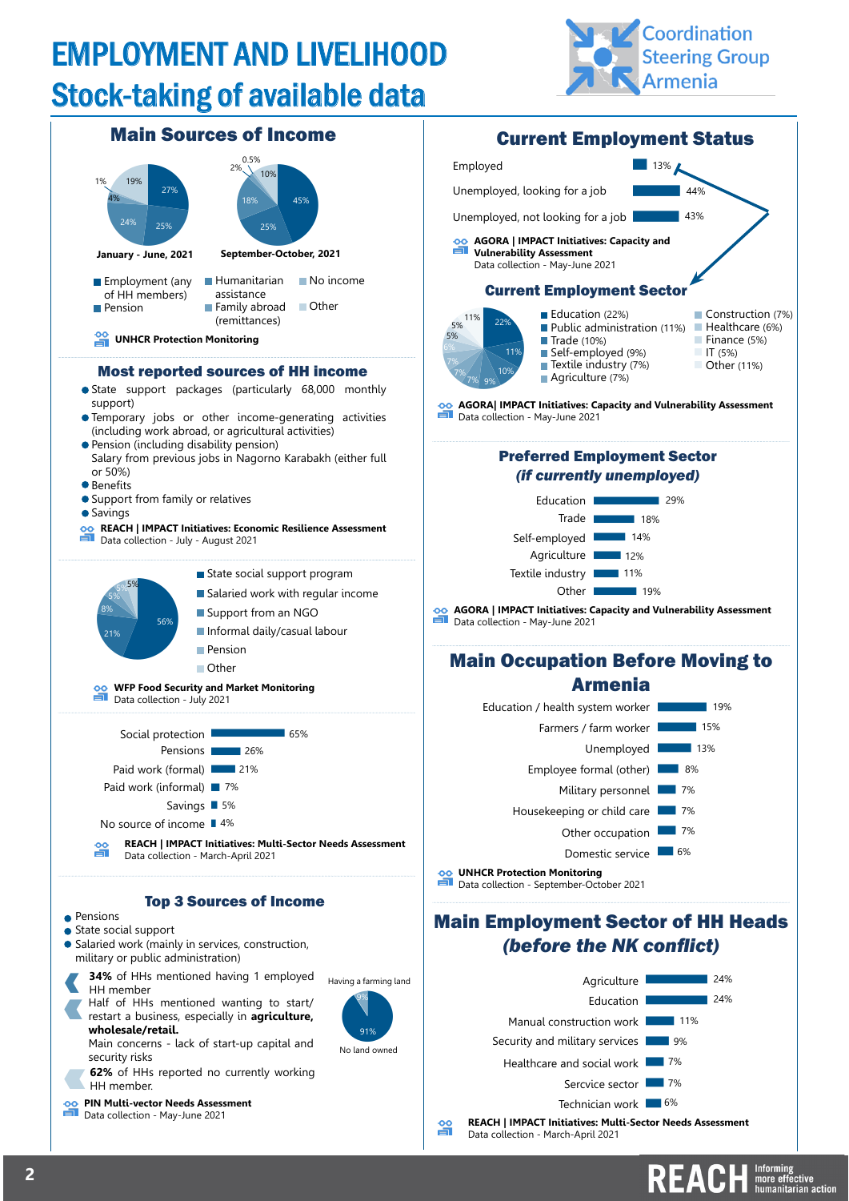# EMPLOYMENT AND LIVELIHOOD

## Stock-taking of available data

Coordination Steering Group Armenia

## Main Sources of Income

| Source | January - June, 2021 | September-October, 2021 |
|---|---|---|
| Employment (any of HH members) | 27% | 45% |
| Pension | 25% | 25% |
| Humanitarian assistance | 24% | 18% |
| Family abroad (remittances) | 4% | 2% |
| No income | 1% | 0.5% |
| Other | 19% | 10% |

**UNHCR Protection Monitoring**

## Most reported sources of HH income

- State support packages (particularly 68,000 monthly support)
- Temporary jobs or other income-generating activities (including work abroad, or agricultural activities)
- Pension (including disability pension)
  Salary from previous jobs in Nagorno Karabakh (either full or 50%)
- Benefits
- Support from family or relatives
- Savings

**REACH | IMPACT Initiatives: Economic Resilience Assessment**
Data collection - July - August 2021

| Source | % |
|---|---|
| State social support program | 56% |
| Salaried work with regular income | 21% |
| Support from an NGO | 8% |
| Informal daily/casual labour | 5% |
| Pension | 5% |
| Other | 5% |

**WFP Food Security and Market Monitoring**
Data collection - July 2021

| Source | % |
|---|---|
| Social protection | 65% |
| Pensions | 26% |
| Paid work (formal) | 21% |
| Paid work (informal) | 7% |
| Savings | 5% |
| No source of income | 4% |

**REACH | IMPACT Initiatives: Multi-Sector Needs Assessment**
Data collection - March-April 2021

## Top 3 Sources of Income

- Pensions
- State social support
- Salaried work (mainly in services, construction, military or public administration)

**34%** of HHs mentioned having 1 employed HH member

Half of HHs mentioned wanting to start/ restart a business, especially in **agriculture, wholesale/retail.**
Main concerns - lack of start-up capital and security risks

**62%** of HHs reported no currently working HH member.

Having a farming land: 9%
No land owned: 91%

**PIN Multi-vector Needs Assessment**
Data collection - May-June 2021

## Current Employment Status

| Status | % |
|---|---|
| Employed | 13% |
| Unemployed, looking for a job | 44% |
| Unemployed, not looking for a job | 43% |

**AGORA | IMPACT Initiatives: Capacity and Vulnerability Assessment**
Data collection - May-June 2021

## Current Employment Sector

| Sector | % |
|---|---|
| Education | 22% |
| Public administration | 11% |
| Trade | 10% |
| Self-employed | 9% |
| Textile industry | 7% |
| Agriculture | 7% |
| Construction | 7% |
| Healthcare | 6% |
| Finance | 5% |
| IT | 5% |
| Other | 11% |

**AGORA| IMPACT Initiatives: Capacity and Vulnerability Assessment**
Data collection - May-June 2021

## Preferred Employment Sector *(if currently unemployed)*

| Sector | % |
|---|---|
| Education | 29% |
| Trade | 18% |
| Self-employed | 14% |
| Agriculture | 12% |
| Textile industry | 11% |
| Other | 19% |

**AGORA | IMPACT Initiatives: Capacity and Vulnerability Assessment**
Data collection - May-June 2021

## Main Occupation Before Moving to Armenia

| Occupation | % |
|---|---|
| Education / health system worker | 19% |
| Farmers / farm worker | 15% |
| Unemployed | 13% |
| Employee formal (other) | 8% |
| Military personnel | 7% |
| Housekeeping or child care | 7% |
| Other occupation | 7% |
| Domestic service | 6% |

**UNHCR Protection Monitoring**
Data collection - September-October 2021

## Main Employment Sector of HH Heads *(before the NK conflict)*

| Sector | % |
|---|---|
| Agriculture | 24% |
| Education | 24% |
| Manual construction work | 11% |
| Security and military services | 9% |
| Healthcare and social work | 7% |
| Sercvice sector | 7% |
| Technician work | 6% |

**REACH | IMPACT Initiatives: Multi-Sector Needs Assessment**
Data collection - March-April 2021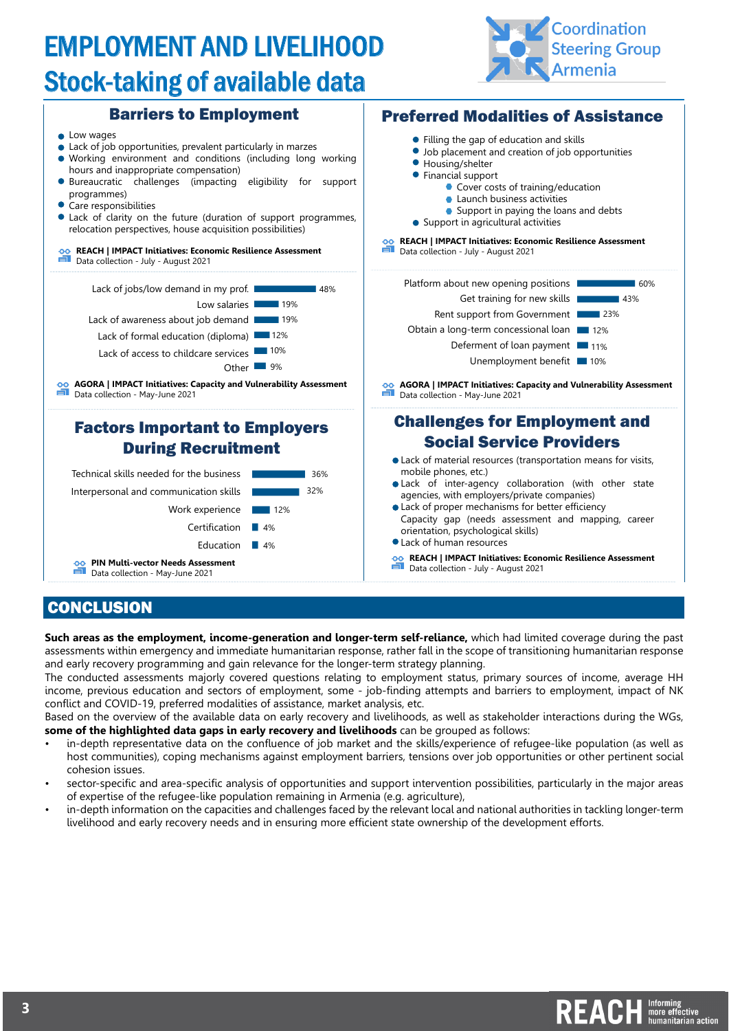# EMPLOYMENT AND LIVELIHOOD
## Stock-taking of available data

Coordination Steering Group Armenia

## Barriers to Employment

- Low wages
- Lack of job opportunities, prevalent particularly in marzes
- Working environment and conditions (including long working hours and inappropriate compensation)
- Bureaucratic challenges (impacting eligibility for support programmes)
- Care responsibilities
- Lack of clarity on the future (duration of support programmes, relocation perspectives, house acquisition possibilities)

**REACH | IMPACT Initiatives: Economic Resilience Assessment**
Data collection - July - August 2021

Lack of jobs/low demand in my prof. 48%
Low salaries 19%
Lack of awareness about job demand 19%
Lack of formal education (diploma) 12%
Lack of access to childcare services 10%
Other 9%

**AGORA | IMPACT Initiatives: Capacity and Vulnerability Assessment**
Data collection - May-June 2021

## Factors Important to Employers During Recruitment

Technical skills needed for the business 36%
Interpersonal and communication skills 32%
Work experience 12%
Certification 4%
Education 4%

**PIN Multi-vector Needs Assessment**
Data collection - May-June 2021

## Preferred Modalities of Assistance

- Filling the gap of education and skills
- Job placement and creation of job opportunities
- Housing/shelter
- Financial support
  - Cover costs of training/education
  - Launch business activities
  - Support in paying the loans and debts
- Support in agricultural activities

**REACH | IMPACT Initiatives: Economic Resilience Assessment**
Data collection - July - August 2021

Platform about new opening positions 60%
Get training for new skills 43%
Rent support from Government 23%
Obtain a long-term concessional loan 12%
Deferment of loan payment 11%
Unemployment benefit 10%

**AGORA | IMPACT Initiatives: Capacity and Vulnerability Assessment**
Data collection - May-June 2021

## Challenges for Employment and Social Service Providers

- Lack of material resources (transportation means for visits, mobile phones, etc.)
- Lack of inter-agency collaboration (with other state agencies, with employers/private companies)
- Lack of proper mechanisms for better efficiency
  Capacity gap (needs assessment and mapping, career orientation, psychological skills)
- Lack of human resources

**REACH | IMPACT Initiatives: Economic Resilience Assessment**
Data collection - July - August 2021

## CONCLUSION

**Such areas as the employment, income-generation and longer-term self-reliance,** which had limited coverage during the past assessments within emergency and immediate humanitarian response, rather fall in the scope of transitioning humanitarian response and early recovery programming and gain relevance for the longer-term strategy planning.

The conducted assessments majorly covered questions relating to employment status, primary sources of income, average HH income, previous education and sectors of employment, some - job-finding attempts and barriers to employment, impact of NK conflict and COVID-19, preferred modalities of assistance, market analysis, etc.

Based on the overview of the available data on early recovery and livelihoods, as well as stakeholder interactions during the WGs, **some of the highlighted data gaps in early recovery and livelihoods** can be grouped as follows:

- in-depth representative data on the confluence of job market and the skills/experience of refugee-like population (as well as host communities), coping mechanisms against employment barriers, tensions over job opportunities or other pertinent social cohesion issues.
- sector-specific and area-specific analysis of opportunities and support intervention possibilities, particularly in the major areas of expertise of the refugee-like population remaining in Armenia (e.g. agriculture),
- in-depth information on the capacities and challenges faced by the relevant local and national authorities in tackling longer-term livelihood and early recovery needs and in ensuring more efficient state ownership of the development efforts.

REACH Informing more effective humanitarian action